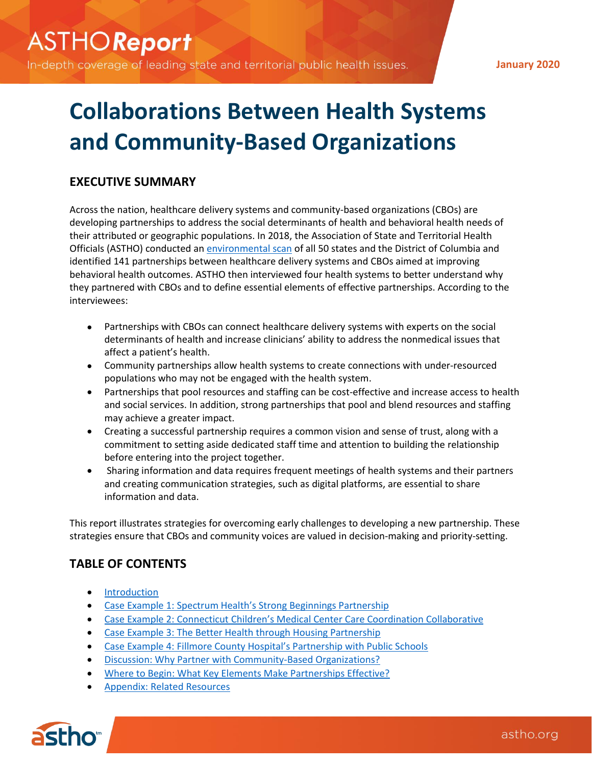ASTHO**Report**

In-depth coverage of leading state and territorial public health issues.

January 2020

# Collaborations Between Health Systems and Community-Based Organizations

## EXECUTIVE SUMMARY

Across the nation, healthcare delivery systems and community-based organizations (CBOs) are developing partnerships to address the social determinants of health and behavioral health needs of their attributed or geographic populations. In 2018, the Association of State and Territorial Health Officials (ASTHO) conducted an environmental scan of all 50 states and the District of Columbia and identified 141 partnerships between healthcare delivery systems and CBOs aimed at improving behavioral health outcomes. ASTHO then interviewed four health systems to better understand why they partnered with CBOs and to define essential elements of effective partnerships. According to the interviewees:

- Partnerships with CBOs can connect healthcare delivery systems with experts on the social determinants of health and increase clinicians' ability to address the nonmedical issues that affect a patient's health.
- Community partnerships allow health systems to create connections with under-resourced populations who may not be engaged with the health system.
- Partnerships that pool resources and staffing can be cost-effective and increase access to health and social services. In addition, strong partnerships that pool and blend resources and staffing may achieve a greater impact.
- Creating a successful partnership requires a common vision and sense of trust, along with a commitment to setting aside dedicated staff time and attention to building the relationship before entering into the project together.
- Sharing information and data requires frequent meetings of health systems and their partners and creating communication strategies, such as digital platforms, are essential to share information and data.

This report illustrates strategies for overcoming early challenges to developing a new partnership. These strategies ensure that CBOs and community voices are valued in decision-making and priority-setting.

## TABLE OF CONTENTS

- Introduction
- Case Example 1: Spectrum Health's Strong Beginnings Partnership
- Case Example 2: Connecticut Children's Medical Center Care Coordination Collaborative
- Case Example 3: The Better Health through Housing Partnership
- Case Example 4: Fillmore County Hospital's Partnership with Public Schools
- Discussion: Why Partner with Community-Based Organizations?
- Where to Begin: What Key Elements Make Partnerships Effective?
- Appendix: Related Resources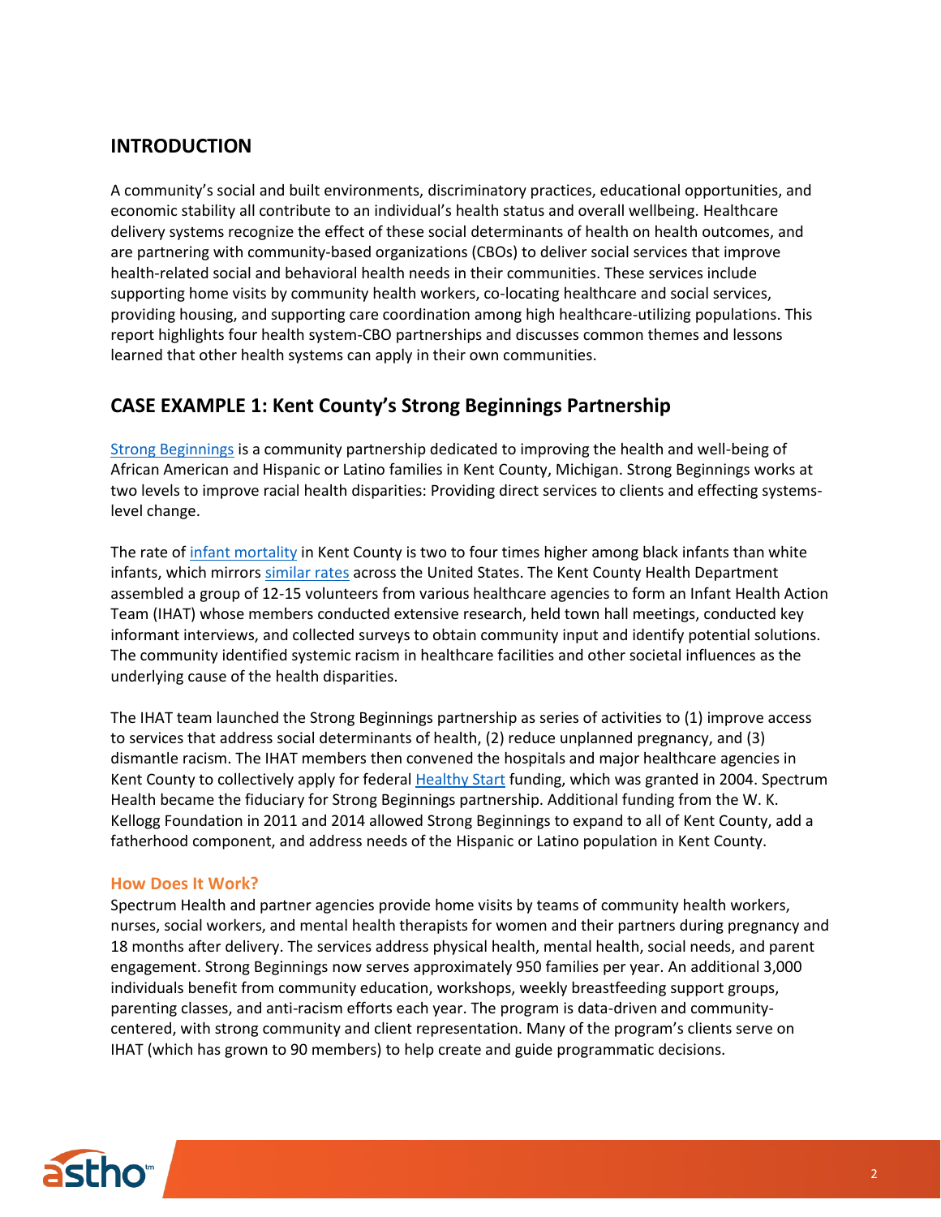## INTRODUCTION

A community's social and built environments, discriminatory practices, educational opportunities, and economic stability all contribute to an individual's health status and overall wellbeing. Healthcare delivery systems recognize the effect of these social determinants of health on health outcomes, and are partnering with community-based organizations (CBOs) to deliver social services that improve health-related social and behavioral health needs in their communities. These services include supporting home visits by community health workers, co-locating healthcare and social services, providing housing, and supporting care coordination among high healthcare-utilizing populations. This report highlights four health system-CBO partnerships and discusses common themes and lessons learned that other health systems can apply in their own communities.

## CASE EXAMPLE 1: Kent County's Strong Beginnings Partnership

Strong Beginnings is a community partnership dedicated to improving the health and well-being of African American and Hispanic or Latino families in Kent County, Michigan. Strong Beginnings works at two levels to improve racial health disparities: Providing direct services to clients and effecting systems-level change.

The rate of infant mortality in Kent County is two to four times higher among black infants than white infants, which mirrors similar rates across the United States. The Kent County Health Department assembled a group of 12-15 volunteers from various healthcare agencies to form an Infant Health Action Team (IHAT) whose members conducted extensive research, held town hall meetings, conducted key informant interviews, and collected surveys to obtain community input and identify potential solutions. The community identified systemic racism in healthcare facilities and other societal influences as the underlying cause of the health disparities.

The IHAT team launched the Strong Beginnings partnership as series of activities to (1) improve access to services that address social determinants of health, (2) reduce unplanned pregnancy, and (3) dismantle racism. The IHAT members then convened the hospitals and major healthcare agencies in Kent County to collectively apply for federal Healthy Start funding, which was granted in 2004. Spectrum Health became the fiduciary for Strong Beginnings partnership. Additional funding from the W. K. Kellogg Foundation in 2011 and 2014 allowed Strong Beginnings to expand to all of Kent County, add a fatherhood component, and address needs of the Hispanic or Latino population in Kent County.

### How Does It Work?

Spectrum Health and partner agencies provide home visits by teams of community health workers, nurses, social workers, and mental health therapists for women and their partners during pregnancy and 18 months after delivery. The services address physical health, mental health, social needs, and parent engagement. Strong Beginnings now serves approximately 950 families per year. An additional 3,000 individuals benefit from community education, workshops, weekly breastfeeding support groups, parenting classes, and anti-racism efforts each year. The program is data-driven and community-centered, with strong community and client representation. Many of the program's clients serve on IHAT (which has grown to 90 members) to help create and guide programmatic decisions.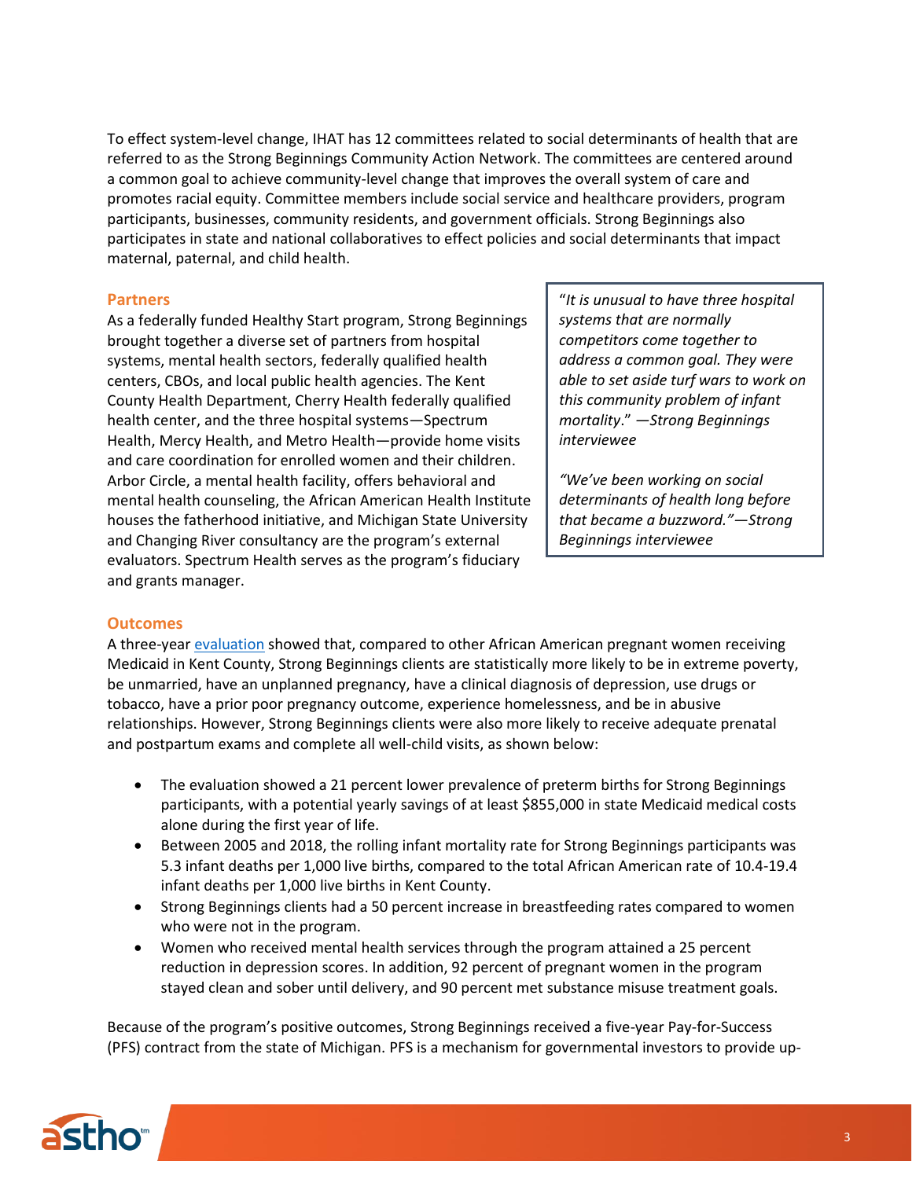To effect system-level change, IHAT has 12 committees related to social determinants of health that are referred to as the Strong Beginnings Community Action Network. The committees are centered around a common goal to achieve community-level change that improves the overall system of care and promotes racial equity. Committee members include social service and healthcare providers, program participants, businesses, community residents, and government officials. Strong Beginnings also participates in state and national collaboratives to effect policies and social determinants that impact maternal, paternal, and child health.

### Partners

As a federally funded Healthy Start program, Strong Beginnings brought together a diverse set of partners from hospital systems, mental health sectors, federally qualified health centers, CBOs, and local public health agencies. The Kent County Health Department, Cherry Health federally qualified health center, and the three hospital systems—Spectrum Health, Mercy Health, and Metro Health—provide home visits and care coordination for enrolled women and their children. Arbor Circle, a mental health facility, offers behavioral and mental health counseling, the African American Health Institute houses the fatherhood initiative, and Michigan State University and Changing River consultancy are the program's external evaluators. Spectrum Health serves as the program's fiduciary and grants manager.

> "*It is unusual to have three hospital systems that are normally competitors come together to address a common goal. They were able to set aside turf wars to work on this community problem of infant mortality*." —*Strong Beginnings interviewee*
>
> *"We've been working on social determinants of health long before that became a buzzword."—Strong Beginnings interviewee*

### Outcomes

A three-year evaluation showed that, compared to other African American pregnant women receiving Medicaid in Kent County, Strong Beginnings clients are statistically more likely to be in extreme poverty, be unmarried, have an unplanned pregnancy, have a clinical diagnosis of depression, use drugs or tobacco, have a prior poor pregnancy outcome, experience homelessness, and be in abusive relationships. However, Strong Beginnings clients were also more likely to receive adequate prenatal and postpartum exams and complete all well-child visits, as shown below:

- The evaluation showed a 21 percent lower prevalence of preterm births for Strong Beginnings participants, with a potential yearly savings of at least $855,000 in state Medicaid medical costs alone during the first year of life.
- Between 2005 and 2018, the rolling infant mortality rate for Strong Beginnings participants was 5.3 infant deaths per 1,000 live births, compared to the total African American rate of 10.4-19.4 infant deaths per 1,000 live births in Kent County.
- Strong Beginnings clients had a 50 percent increase in breastfeeding rates compared to women who were not in the program.
- Women who received mental health services through the program attained a 25 percent reduction in depression scores. In addition, 92 percent of pregnant women in the program stayed clean and sober until delivery, and 90 percent met substance misuse treatment goals.

Because of the program's positive outcomes, Strong Beginnings received a five-year Pay-for-Success (PFS) contract from the state of Michigan. PFS is a mechanism for governmental investors to provide up-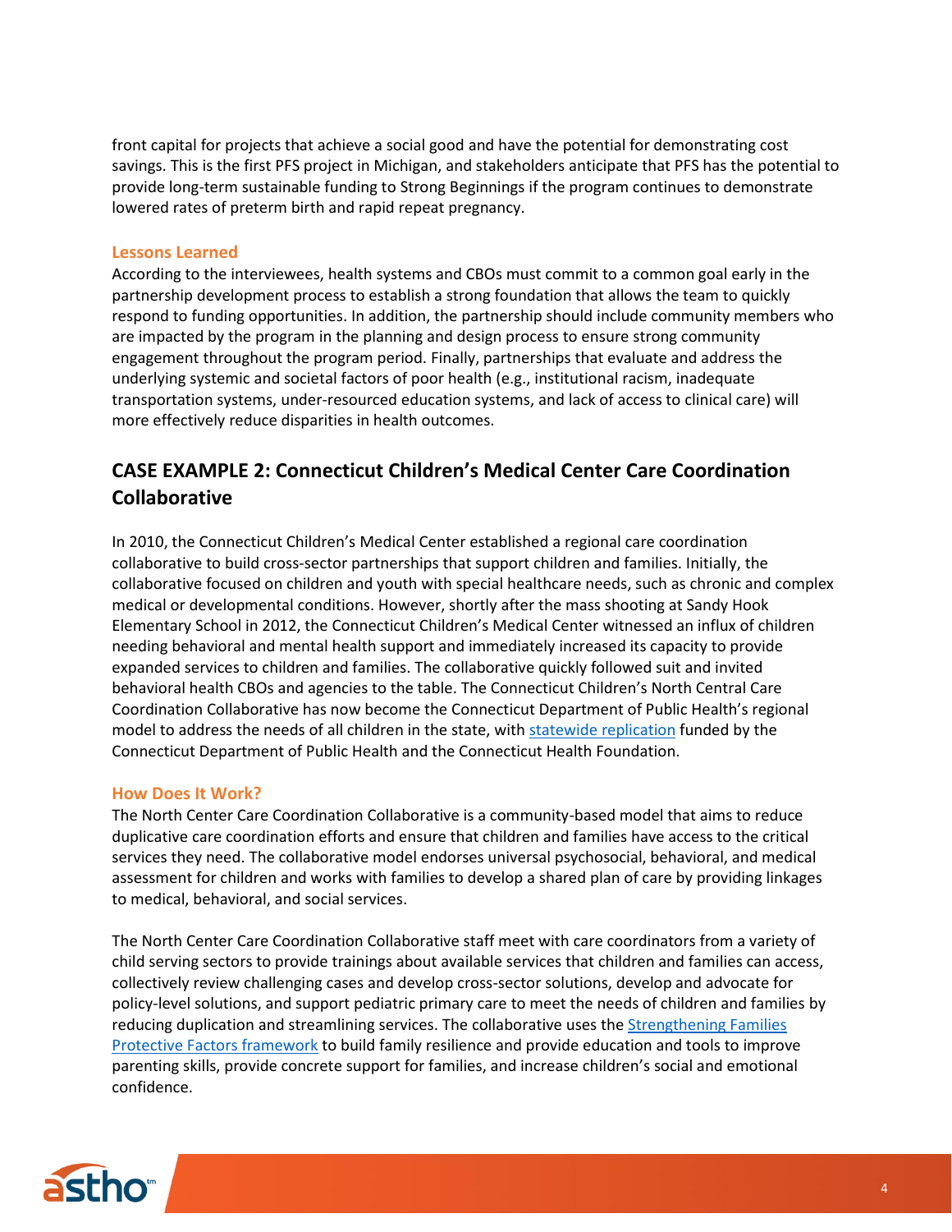front capital for projects that achieve a social good and have the potential for demonstrating cost savings. This is the first PFS project in Michigan, and stakeholders anticipate that PFS has the potential to provide long-term sustainable funding to Strong Beginnings if the program continues to demonstrate lowered rates of preterm birth and rapid repeat pregnancy.

### Lessons Learned

According to the interviewees, health systems and CBOs must commit to a common goal early in the partnership development process to establish a strong foundation that allows the team to quickly respond to funding opportunities. In addition, the partnership should include community members who are impacted by the program in the planning and design process to ensure strong community engagement throughout the program period. Finally, partnerships that evaluate and address the underlying systemic and societal factors of poor health (e.g., institutional racism, inadequate transportation systems, under-resourced education systems, and lack of access to clinical care) will more effectively reduce disparities in health outcomes.

## CASE EXAMPLE 2: Connecticut Children's Medical Center Care Coordination Collaborative

In 2010, the Connecticut Children's Medical Center established a regional care coordination collaborative to build cross-sector partnerships that support children and families. Initially, the collaborative focused on children and youth with special healthcare needs, such as chronic and complex medical or developmental conditions. However, shortly after the mass shooting at Sandy Hook Elementary School in 2012, the Connecticut Children's Medical Center witnessed an influx of children needing behavioral and mental health support and immediately increased its capacity to provide expanded services to children and families. The collaborative quickly followed suit and invited behavioral health CBOs and agencies to the table. The Connecticut Children's North Central Care Coordination Collaborative has now become the Connecticut Department of Public Health's regional model to address the needs of all children in the state, with statewide replication funded by the Connecticut Department of Public Health and the Connecticut Health Foundation.

### How Does It Work?

The North Center Care Coordination Collaborative is a community-based model that aims to reduce duplicative care coordination efforts and ensure that children and families have access to the critical services they need. The collaborative model endorses universal psychosocial, behavioral, and medical assessment for children and works with families to develop a shared plan of care by providing linkages to medical, behavioral, and social services.

The North Center Care Coordination Collaborative staff meet with care coordinators from a variety of child serving sectors to provide trainings about available services that children and families can access, collectively review challenging cases and develop cross-sector solutions, develop and advocate for policy-level solutions, and support pediatric primary care to meet the needs of children and families by reducing duplication and streamlining services. The collaborative uses the Strengthening Families Protective Factors framework to build family resilience and provide education and tools to improve parenting skills, provide concrete support for families, and increase children's social and emotional confidence.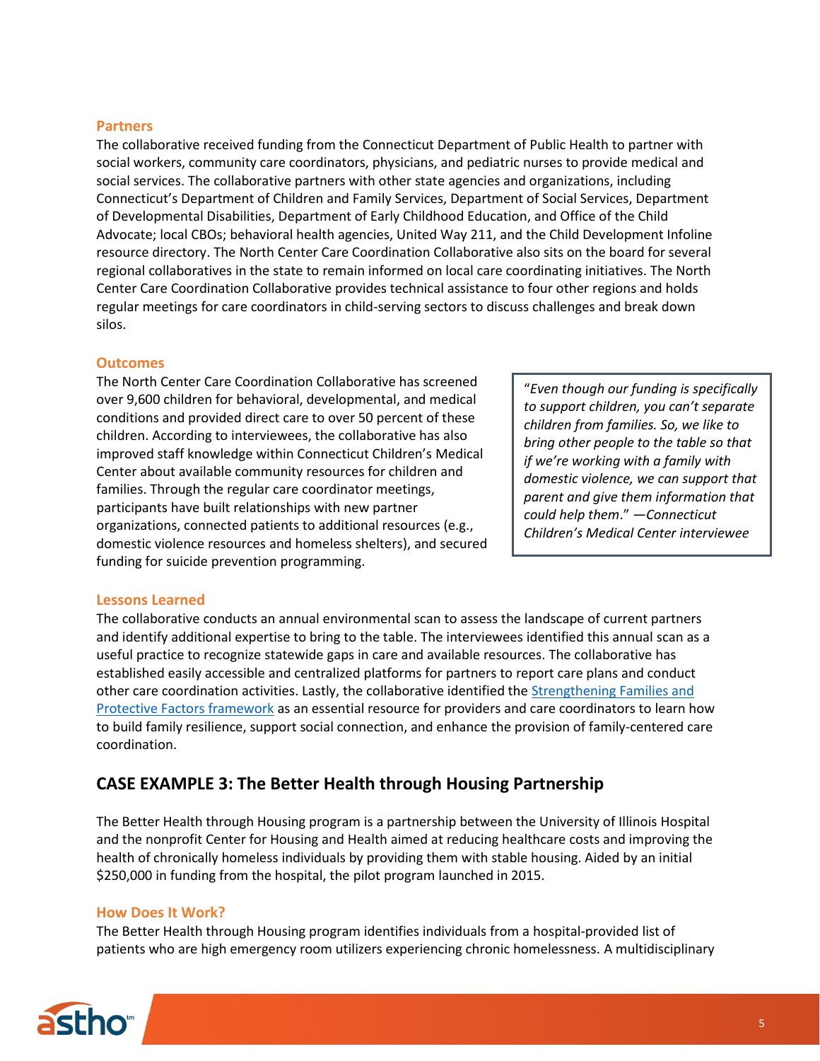### Partners

The collaborative received funding from the Connecticut Department of Public Health to partner with social workers, community care coordinators, physicians, and pediatric nurses to provide medical and social services. The collaborative partners with other state agencies and organizations, including Connecticut's Department of Children and Family Services, Department of Social Services, Department of Developmental Disabilities, Department of Early Childhood Education, and Office of the Child Advocate; local CBOs; behavioral health agencies, United Way 211, and the Child Development Infoline resource directory. The North Center Care Coordination Collaborative also sits on the board for several regional collaboratives in the state to remain informed on local care coordinating initiatives. The North Center Care Coordination Collaborative provides technical assistance to four other regions and holds regular meetings for care coordinators in child-serving sectors to discuss challenges and break down silos.

### Outcomes

The North Center Care Coordination Collaborative has screened over 9,600 children for behavioral, developmental, and medical conditions and provided direct care to over 50 percent of these children. According to interviewees, the collaborative has also improved staff knowledge within Connecticut Children's Medical Center about available community resources for children and families. Through the regular care coordinator meetings, participants have built relationships with new partner organizations, connected patients to additional resources (e.g., domestic violence resources and homeless shelters), and secured funding for suicide prevention programming.

> "*Even though our funding is specifically to support children, you can't separate children from families. So, we like to bring other people to the table so that if we're working with a family with domestic violence, we can support that parent and give them information that could help them*." —*Connecticut Children's Medical Center interviewee*

### Lessons Learned

The collaborative conducts an annual environmental scan to assess the landscape of current partners and identify additional expertise to bring to the table. The interviewees identified this annual scan as a useful practice to recognize statewide gaps in care and available resources. The collaborative has established easily accessible and centralized platforms for partners to report care plans and conduct other care coordination activities. Lastly, the collaborative identified the Strengthening Families and Protective Factors framework as an essential resource for providers and care coordinators to learn how to build family resilience, support social connection, and enhance the provision of family-centered care coordination.

## CASE EXAMPLE 3: The Better Health through Housing Partnership

The Better Health through Housing program is a partnership between the University of Illinois Hospital and the nonprofit Center for Housing and Health aimed at reducing healthcare costs and improving the health of chronically homeless individuals by providing them with stable housing. Aided by an initial $250,000 in funding from the hospital, the pilot program launched in 2015.

### How Does It Work?

The Better Health through Housing program identifies individuals from a hospital-provided list of patients who are high emergency room utilizers experiencing chronic homelessness. A multidisciplinary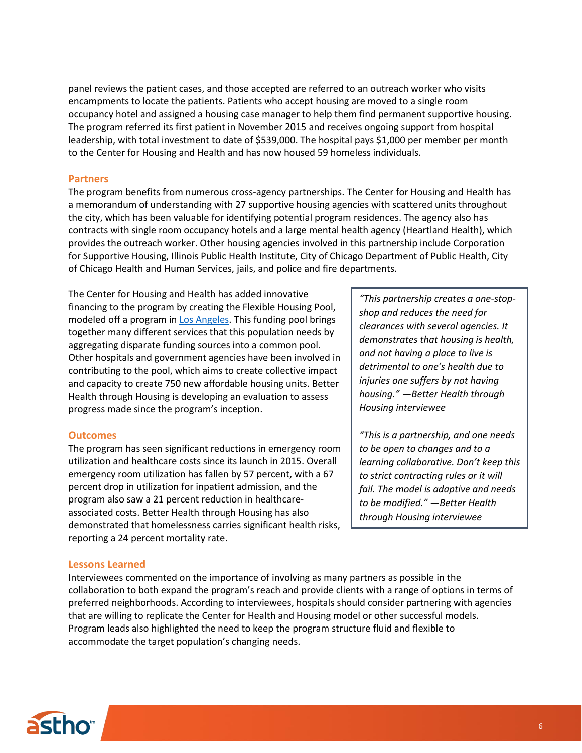panel reviews the patient cases, and those accepted are referred to an outreach worker who visits encampments to locate the patients. Patients who accept housing are moved to a single room occupancy hotel and assigned a housing case manager to help them find permanent supportive housing. The program referred its first patient in November 2015 and receives ongoing support from hospital leadership, with total investment to date of $539,000. The hospital pays $1,000 per member per month to the Center for Housing and Health and has now housed 59 homeless individuals.

### Partners

The program benefits from numerous cross-agency partnerships. The Center for Housing and Health has a memorandum of understanding with 27 supportive housing agencies with scattered units throughout the city, which has been valuable for identifying potential program residences. The agency also has contracts with single room occupancy hotels and a large mental health agency (Heartland Health), which provides the outreach worker. Other housing agencies involved in this partnership include Corporation for Supportive Housing, Illinois Public Health Institute, City of Chicago Department of Public Health, City of Chicago Health and Human Services, jails, and police and fire departments.

The Center for Housing and Health has added innovative financing to the program by creating the Flexible Housing Pool, modeled off a program in [Los Angeles](). This funding pool brings together many different services that this population needs by aggregating disparate funding sources into a common pool. Other hospitals and government agencies have been involved in contributing to the pool, which aims to create collective impact and capacity to create 750 new affordable housing units. Better Health through Housing is developing an evaluation to assess progress made since the program's inception.

> *"This partnership creates a one-stop-shop and reduces the need for clearances with several agencies. It demonstrates that housing is health, and not having a place to live is detrimental to one's health due to injuries one suffers by not having housing." —Better Health through Housing interviewee*
>
> *"This is a partnership, and one needs to be open to changes and to a learning collaborative. Don't keep this to strict contracting rules or it will fail. The model is adaptive and needs to be modified." —Better Health through Housing interviewee*

### Outcomes

The program has seen significant reductions in emergency room utilization and healthcare costs since its launch in 2015. Overall emergency room utilization has fallen by 57 percent, with a 67 percent drop in utilization for inpatient admission, and the program also saw a 21 percent reduction in healthcare-associated costs. Better Health through Housing has also demonstrated that homelessness carries significant health risks, reporting a 24 percent mortality rate.

### Lessons Learned

Interviewees commented on the importance of involving as many partners as possible in the collaboration to both expand the program's reach and provide clients with a range of options in terms of preferred neighborhoods. According to interviewees, hospitals should consider partnering with agencies that are willing to replicate the Center for Health and Housing model or other successful models. Program leads also highlighted the need to keep the program structure fluid and flexible to accommodate the target population's changing needs.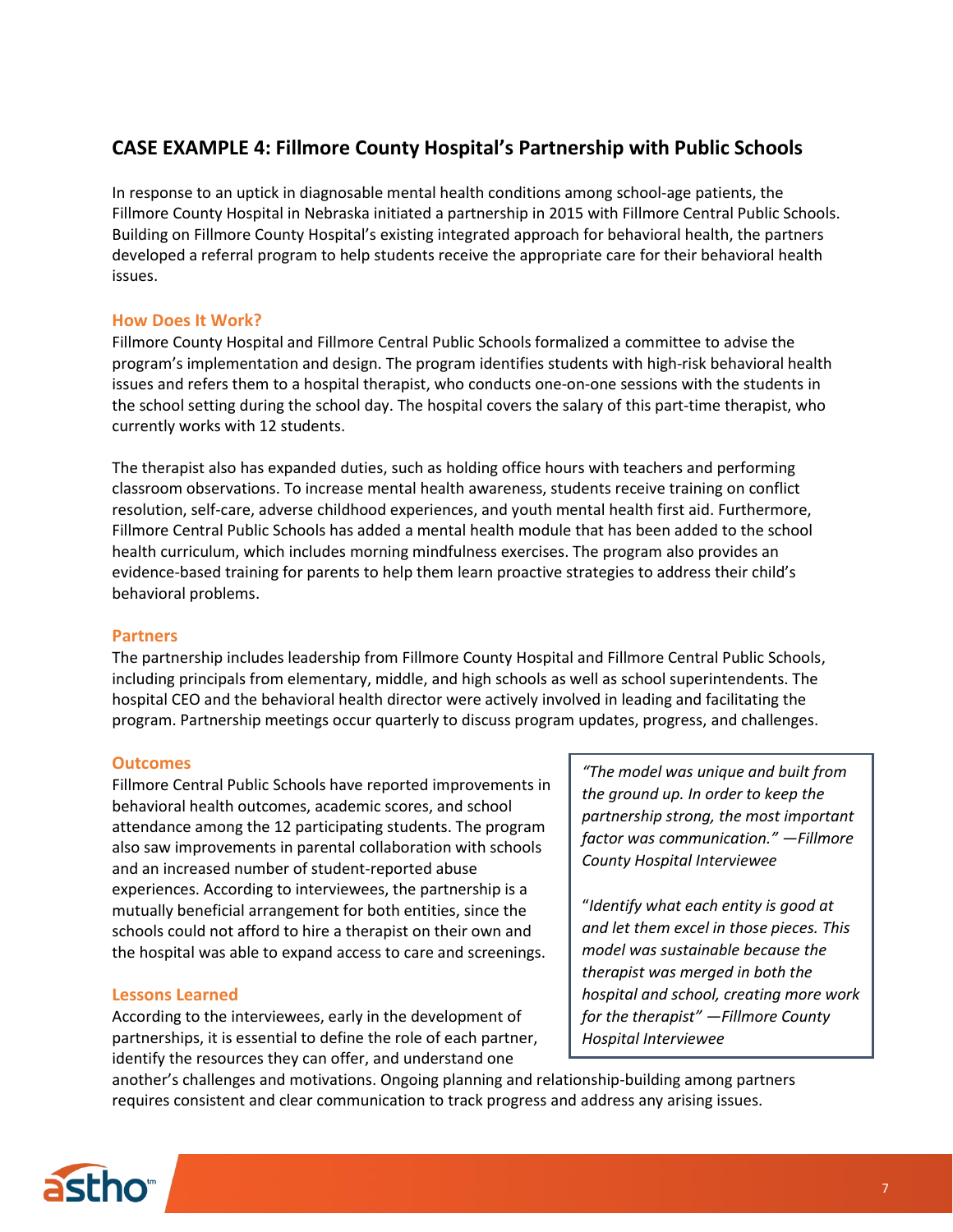## CASE EXAMPLE 4: Fillmore County Hospital's Partnership with Public Schools

In response to an uptick in diagnosable mental health conditions among school-age patients, the Fillmore County Hospital in Nebraska initiated a partnership in 2015 with Fillmore Central Public Schools. Building on Fillmore County Hospital's existing integrated approach for behavioral health, the partners developed a referral program to help students receive the appropriate care for their behavioral health issues.

### How Does It Work?

Fillmore County Hospital and Fillmore Central Public Schools formalized a committee to advise the program's implementation and design. The program identifies students with high-risk behavioral health issues and refers them to a hospital therapist, who conducts one-on-one sessions with the students in the school setting during the school day. The hospital covers the salary of this part-time therapist, who currently works with 12 students.

The therapist also has expanded duties, such as holding office hours with teachers and performing classroom observations. To increase mental health awareness, students receive training on conflict resolution, self-care, adverse childhood experiences, and youth mental health first aid. Furthermore, Fillmore Central Public Schools has added a mental health module that has been added to the school health curriculum, which includes morning mindfulness exercises. The program also provides an evidence-based training for parents to help them learn proactive strategies to address their child's behavioral problems.

### Partners

The partnership includes leadership from Fillmore County Hospital and Fillmore Central Public Schools, including principals from elementary, middle, and high schools as well as school superintendents. The hospital CEO and the behavioral health director were actively involved in leading and facilitating the program. Partnership meetings occur quarterly to discuss program updates, progress, and challenges.

### Outcomes

Fillmore Central Public Schools have reported improvements in behavioral health outcomes, academic scores, and school attendance among the 12 participating students. The program also saw improvements in parental collaboration with schools and an increased number of student-reported abuse experiences. According to interviewees, the partnership is a mutually beneficial arrangement for both entities, since the schools could not afford to hire a therapist on their own and the hospital was able to expand access to care and screenings.

### Lessons Learned

According to the interviewees, early in the development of partnerships, it is essential to define the role of each partner, identify the resources they can offer, and understand one another's challenges and motivations. Ongoing planning and relationship-building among partners requires consistent and clear communication to track progress and address any arising issues.

> *"The model was unique and built from the ground up. In order to keep the partnership strong, the most important factor was communication." —Fillmore County Hospital Interviewee*
>
> *"Identify what each entity is good at and let them excel in those pieces. This model was sustainable because the therapist was merged in both the hospital and school, creating more work for the therapist" —Fillmore County Hospital Interviewee*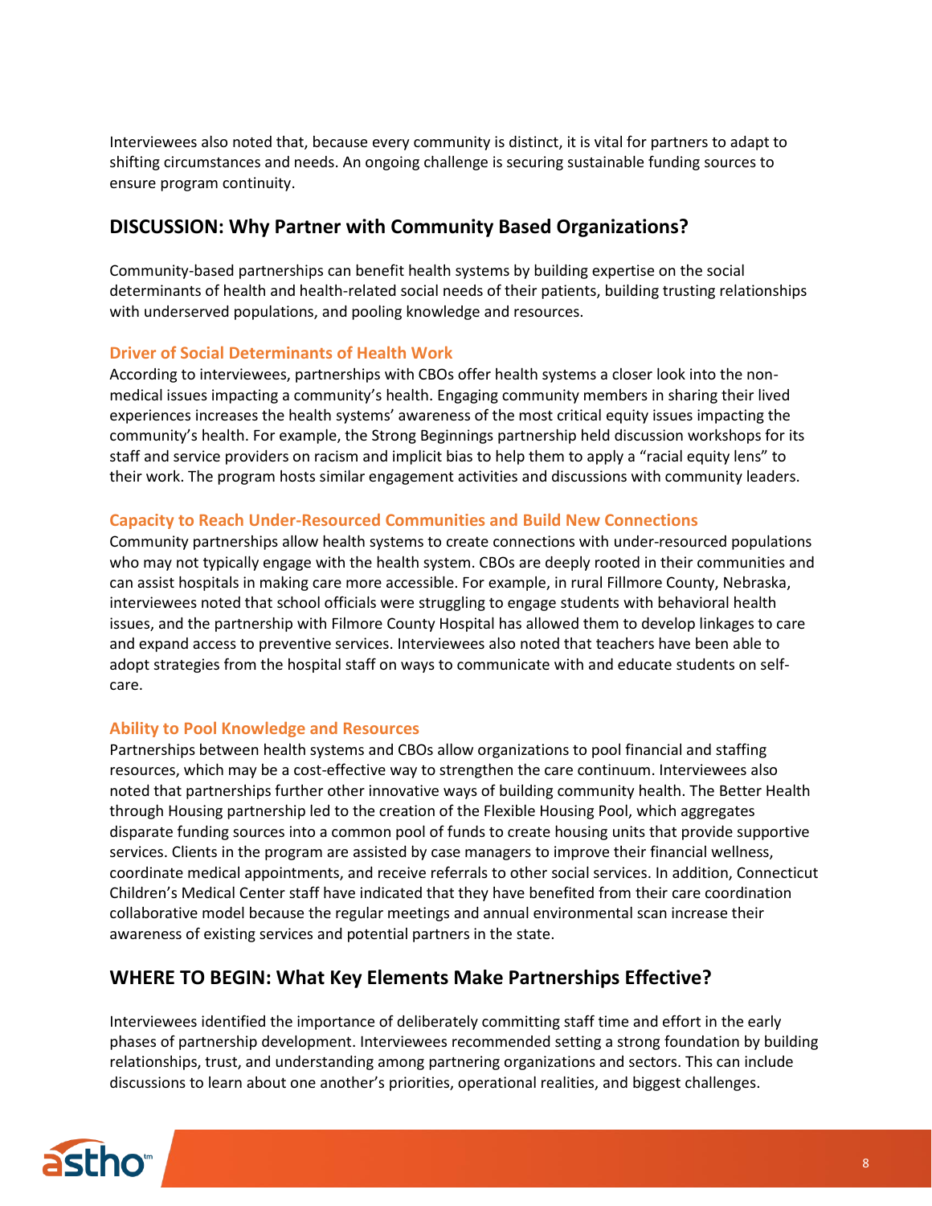Interviewees also noted that, because every community is distinct, it is vital for partners to adapt to shifting circumstances and needs. An ongoing challenge is securing sustainable funding sources to ensure program continuity.

## DISCUSSION: Why Partner with Community Based Organizations?

Community-based partnerships can benefit health systems by building expertise on the social determinants of health and health-related social needs of their patients, building trusting relationships with underserved populations, and pooling knowledge and resources.

### Driver of Social Determinants of Health Work

According to interviewees, partnerships with CBOs offer health systems a closer look into the non-medical issues impacting a community's health. Engaging community members in sharing their lived experiences increases the health systems' awareness of the most critical equity issues impacting the community's health. For example, the Strong Beginnings partnership held discussion workshops for its staff and service providers on racism and implicit bias to help them to apply a "racial equity lens" to their work. The program hosts similar engagement activities and discussions with community leaders.

### Capacity to Reach Under-Resourced Communities and Build New Connections

Community partnerships allow health systems to create connections with under-resourced populations who may not typically engage with the health system. CBOs are deeply rooted in their communities and can assist hospitals in making care more accessible. For example, in rural Fillmore County, Nebraska, interviewees noted that school officials were struggling to engage students with behavioral health issues, and the partnership with Filmore County Hospital has allowed them to develop linkages to care and expand access to preventive services. Interviewees also noted that teachers have been able to adopt strategies from the hospital staff on ways to communicate with and educate students on self-care.

### Ability to Pool Knowledge and Resources

Partnerships between health systems and CBOs allow organizations to pool financial and staffing resources, which may be a cost-effective way to strengthen the care continuum. Interviewees also noted that partnerships further other innovative ways of building community health. The Better Health through Housing partnership led to the creation of the Flexible Housing Pool, which aggregates disparate funding sources into a common pool of funds to create housing units that provide supportive services. Clients in the program are assisted by case managers to improve their financial wellness, coordinate medical appointments, and receive referrals to other social services. In addition, Connecticut Children's Medical Center staff have indicated that they have benefited from their care coordination collaborative model because the regular meetings and annual environmental scan increase their awareness of existing services and potential partners in the state.

## WHERE TO BEGIN: What Key Elements Make Partnerships Effective?

Interviewees identified the importance of deliberately committing staff time and effort in the early phases of partnership development. Interviewees recommended setting a strong foundation by building relationships, trust, and understanding among partnering organizations and sectors. This can include discussions to learn about one another's priorities, operational realities, and biggest challenges.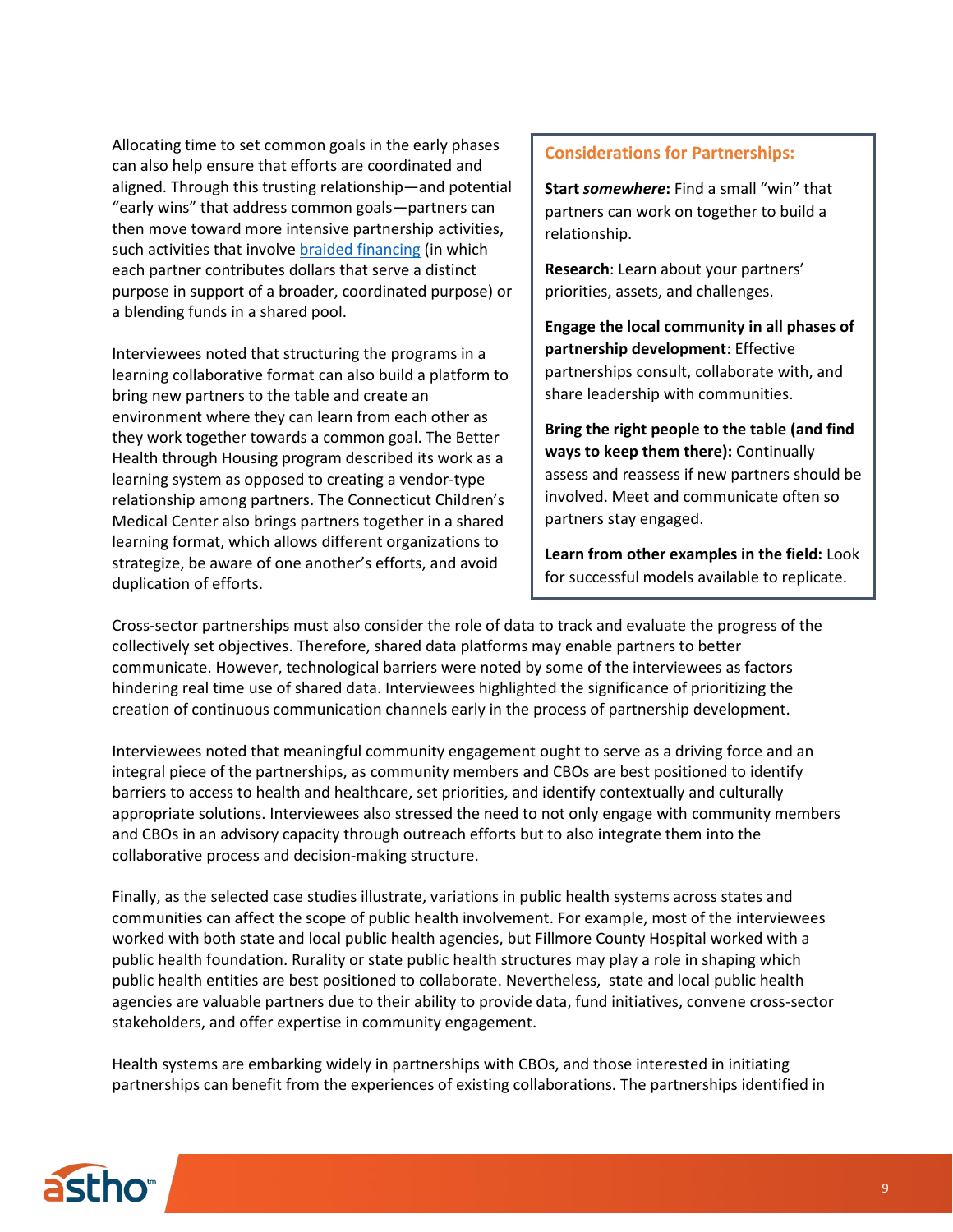Allocating time to set common goals in the early phases can also help ensure that efforts are coordinated and aligned. Through this trusting relationship—and potential "early wins" that address common goals—partners can then move toward more intensive partnership activities, such activities that involve braided financing (in which each partner contributes dollars that serve a distinct purpose in support of a broader, coordinated purpose) or a blending funds in a shared pool.

Interviewees noted that structuring the programs in a learning collaborative format can also build a platform to bring new partners to the table and create an environment where they can learn from each other as they work together towards a common goal. The Better Health through Housing program described its work as a learning system as opposed to creating a vendor-type relationship among partners. The Connecticut Children's Medical Center also brings partners together in a shared learning format, which allows different organizations to strategize, be aware of one another's efforts, and avoid duplication of efforts.

> **Considerations for Partnerships:**
>
> **Start *somewhere*:** Find a small "win" that partners can work on together to build a relationship.
>
> **Research**: Learn about your partners' priorities, assets, and challenges.
>
> **Engage the local community in all phases of partnership development**: Effective partnerships consult, collaborate with, and share leadership with communities.
>
> **Bring the right people to the table (and find ways to keep them there):** Continually assess and reassess if new partners should be involved. Meet and communicate often so partners stay engaged.
>
> **Learn from other examples in the field:** Look for successful models available to replicate.

Cross-sector partnerships must also consider the role of data to track and evaluate the progress of the collectively set objectives. Therefore, shared data platforms may enable partners to better communicate. However, technological barriers were noted by some of the interviewees as factors hindering real time use of shared data. Interviewees highlighted the significance of prioritizing the creation of continuous communication channels early in the process of partnership development.

Interviewees noted that meaningful community engagement ought to serve as a driving force and an integral piece of the partnerships, as community members and CBOs are best positioned to identify barriers to access to health and healthcare, set priorities, and identify contextually and culturally appropriate solutions. Interviewees also stressed the need to not only engage with community members and CBOs in an advisory capacity through outreach efforts but to also integrate them into the collaborative process and decision-making structure.

Finally, as the selected case studies illustrate, variations in public health systems across states and communities can affect the scope of public health involvement. For example, most of the interviewees worked with both state and local public health agencies, but Fillmore County Hospital worked with a public health foundation. Rurality or state public health structures may play a role in shaping which public health entities are best positioned to collaborate. Nevertheless, state and local public health agencies are valuable partners due to their ability to provide data, fund initiatives, convene cross-sector stakeholders, and offer expertise in community engagement.

Health systems are embarking widely in partnerships with CBOs, and those interested in initiating partnerships can benefit from the experiences of existing collaborations. The partnerships identified in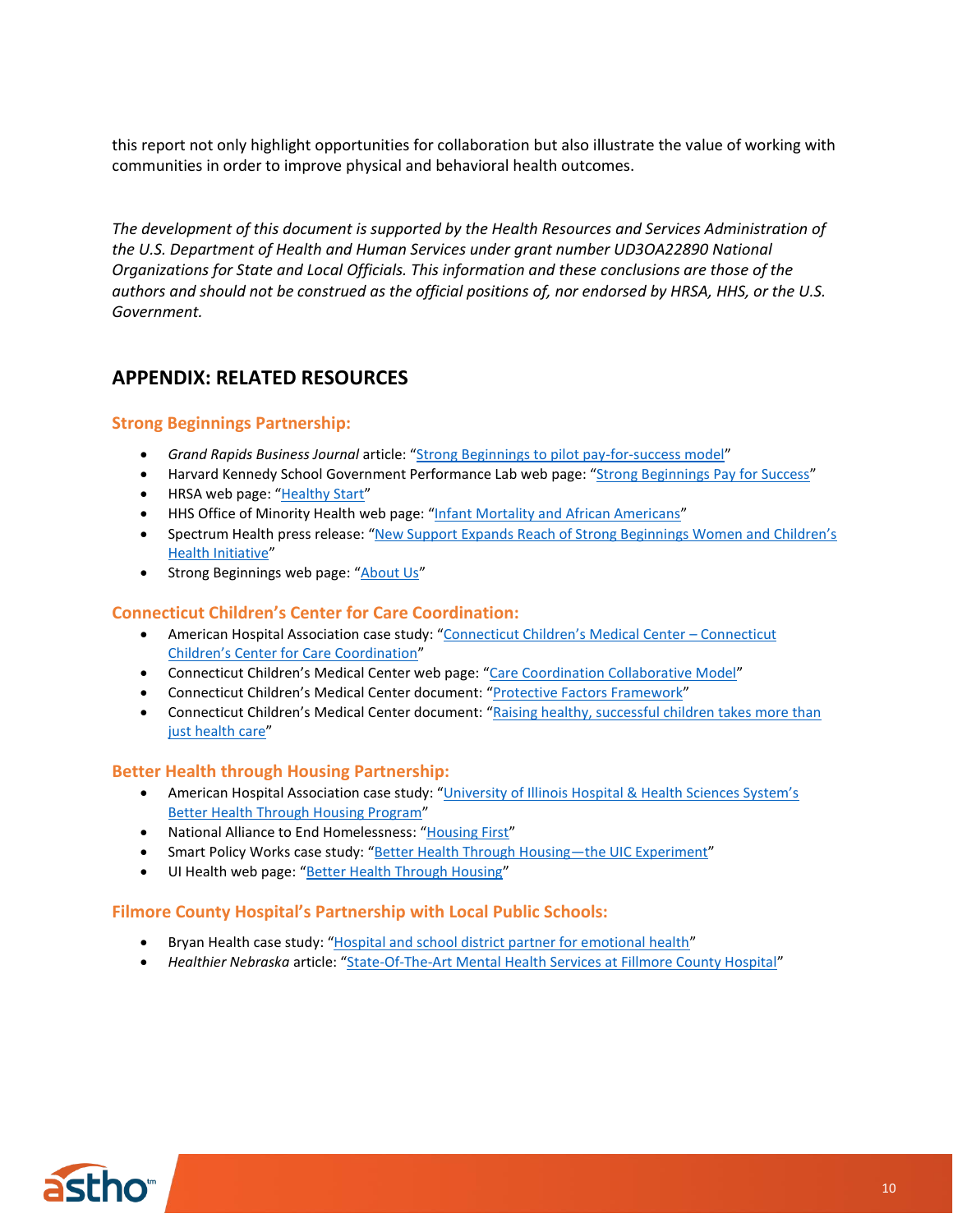this report not only highlight opportunities for collaboration but also illustrate the value of working with communities in order to improve physical and behavioral health outcomes.

*The development of this document is supported by the Health Resources and Services Administration of the U.S. Department of Health and Human Services under grant number UD3OA22890 National Organizations for State and Local Officials. This information and these conclusions are those of the authors and should not be construed as the official positions of, nor endorsed by HRSA, HHS, or the U.S. Government.*

## APPENDIX: RELATED RESOURCES

### Strong Beginnings Partnership:

- *Grand Rapids Business Journal* article: "Strong Beginnings to pilot pay-for-success model"
- Harvard Kennedy School Government Performance Lab web page: "Strong Beginnings Pay for Success"
- HRSA web page: "Healthy Start"
- HHS Office of Minority Health web page: "Infant Mortality and African Americans"
- Spectrum Health press release: "New Support Expands Reach of Strong Beginnings Women and Children's Health Initiative"
- Strong Beginnings web page: "About Us"

### Connecticut Children's Center for Care Coordination:

- American Hospital Association case study: "Connecticut Children's Medical Center – Connecticut Children's Center for Care Coordination"
- Connecticut Children's Medical Center web page: "Care Coordination Collaborative Model"
- Connecticut Children's Medical Center document: "Protective Factors Framework"
- Connecticut Children's Medical Center document: "Raising healthy, successful children takes more than just health care"

### Better Health through Housing Partnership:

- American Hospital Association case study: "University of Illinois Hospital & Health Sciences System's Better Health Through Housing Program"
- National Alliance to End Homelessness: "Housing First"
- Smart Policy Works case study: "Better Health Through Housing—the UIC Experiment"
- UI Health web page: "Better Health Through Housing"

### Filmore County Hospital's Partnership with Local Public Schools:

- Bryan Health case study: "Hospital and school district partner for emotional health"
- *Healthier Nebraska* article: "State-Of-The-Art Mental Health Services at Fillmore County Hospital"